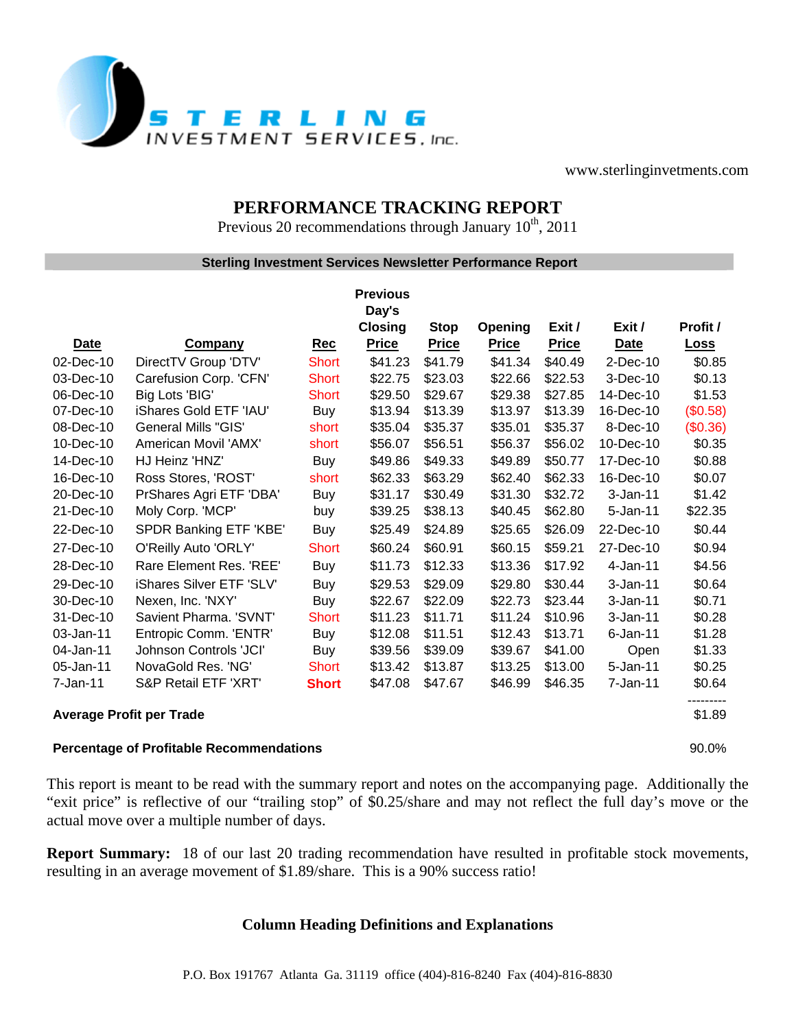STERLING INVESTMENT SERVICES, Inc.

www.sterlinginvetments.com

# PERFORMANCE TRACKING REPORT

Previous 20 recommendations through January 10th, 2011

**Sterling Investment Services Newsletter Performance Report**

| Date | Company | Rec | Previous Day's Closing Price | Stop Price | Opening Price | Exit / Price | Exit / Date | Profit / Loss |
|---|---|---|---|---|---|---|---|---|
| 02-Dec-10 | DirectTV Group 'DTV' | Short | $41.23 | $41.79 | $41.34 | $40.49 | 2-Dec-10 | $0.85 |
| 03-Dec-10 | Carefusion Corp. 'CFN' | Short | $22.75 | $23.03 | $22.66 | $22.53 | 3-Dec-10 | $0.13 |
| 06-Dec-10 | Big Lots 'BIG' | Short | $29.50 | $29.67 | $29.38 | $27.85 | 14-Dec-10 | $1.53 |
| 07-Dec-10 | iShares Gold ETF 'IAU' | Buy | $13.94 | $13.39 | $13.97 | $13.39 | 16-Dec-10 | ($0.58) |
| 08-Dec-10 | General Mills "GIS' | short | $35.04 | $35.37 | $35.01 | $35.37 | 8-Dec-10 | ($0.36) |
| 10-Dec-10 | American Movil 'AMX' | short | $56.07 | $56.51 | $56.37 | $56.02 | 10-Dec-10 | $0.35 |
| 14-Dec-10 | HJ Heinz 'HNZ' | Buy | $49.86 | $49.33 | $49.89 | $50.77 | 17-Dec-10 | $0.88 |
| 16-Dec-10 | Ross Stores, 'ROST' | short | $62.33 | $63.29 | $62.40 | $62.33 | 16-Dec-10 | $0.07 |
| 20-Dec-10 | PrShares Agri ETF 'DBA' | Buy | $31.17 | $30.49 | $31.30 | $32.72 | 3-Jan-11 | $1.42 |
| 21-Dec-10 | Moly Corp. 'MCP' | buy | $39.25 | $38.13 | $40.45 | $62.80 | 5-Jan-11 | $22.35 |
| 22-Dec-10 | SPDR Banking ETF 'KBE' | Buy | $25.49 | $24.89 | $25.65 | $26.09 | 22-Dec-10 | $0.44 |
| 27-Dec-10 | O'Reilly Auto 'ORLY' | Short | $60.24 | $60.91 | $60.15 | $59.21 | 27-Dec-10 | $0.94 |
| 28-Dec-10 | Rare Element Res. 'REE' | Buy | $11.73 | $12.33 | $13.36 | $17.92 | 4-Jan-11 | $4.56 |
| 29-Dec-10 | iShares Silver ETF 'SLV' | Buy | $29.53 | $29.09 | $29.80 | $30.44 | 3-Jan-11 | $0.64 |
| 30-Dec-10 | Nexen, Inc. 'NXY' | Buy | $22.67 | $22.09 | $22.73 | $23.44 | 3-Jan-11 | $0.71 |
| 31-Dec-10 | Savient Pharma. 'SVNT' | Short | $11.23 | $11.71 | $11.24 | $10.96 | 3-Jan-11 | $0.28 |
| 03-Jan-11 | Entropic Comm. 'ENTR' | Buy | $12.08 | $11.51 | $12.43 | $13.71 | 6-Jan-11 | $1.28 |
| 04-Jan-11 | Johnson Controls 'JCI' | Buy | $39.56 | $39.09 | $39.67 | $41.00 | Open | $1.33 |
| 05-Jan-11 | NovaGold Res. 'NG' | Short | $13.42 | $13.87 | $13.25 | $13.00 | 5-Jan-11 | $0.25 |
| 7-Jan-11 | S&P Retail ETF 'XRT' | **Short** | $47.08 | $47.67 | $46.99 | $46.35 | 7-Jan-11 | $0.64 |

**Average Profit per Trade** — $1.89

**Percentage of Profitable Recommendations** — 90.0%

This report is meant to be read with the summary report and notes on the accompanying page. Additionally the "exit price" is reflective of our "trailing stop" of $0.25/share and may not reflect the full day's move or the actual move over a multiple number of days.

**Report Summary:** 18 of our last 20 trading recommendation have resulted in profitable stock movements, resulting in an average movement of $1.89/share. This is a 90% success ratio!

## Column Heading Definitions and Explanations

P.O. Box 191767 Atlanta Ga. 31119 office (404)-816-8240 Fax (404)-816-8830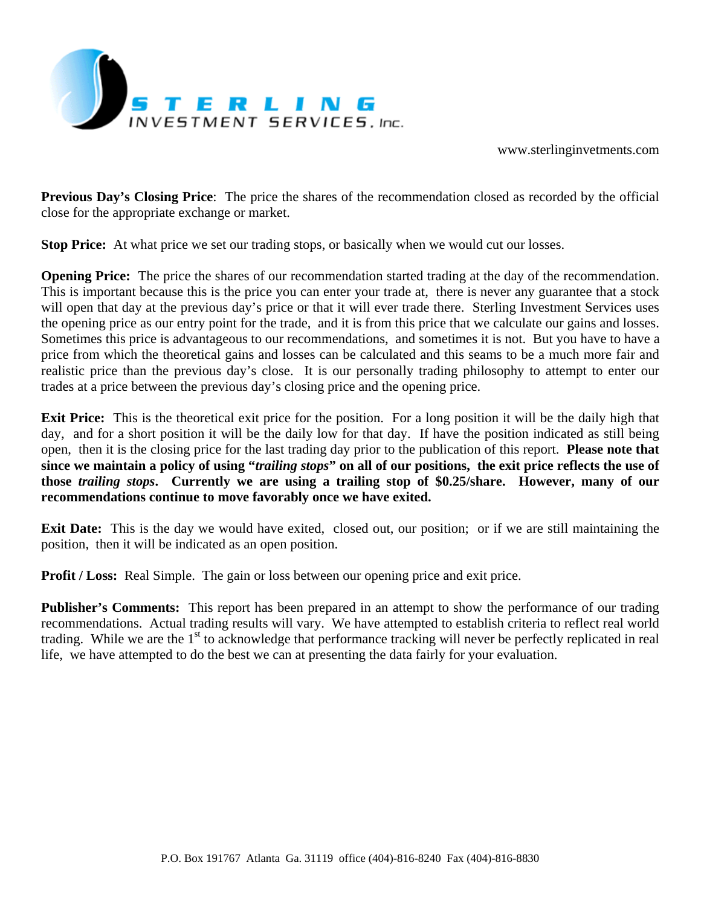STERLING INVESTMENT SERVICES, Inc.

www.sterlinginvetments.com

**Previous Day's Closing Price**: The price the shares of the recommendation closed as recorded by the official close for the appropriate exchange or market.

**Stop Price:** At what price we set our trading stops, or basically when we would cut our losses.

**Opening Price:** The price the shares of our recommendation started trading at the day of the recommendation. This is important because this is the price you can enter your trade at, there is never any guarantee that a stock will open that day at the previous day's price or that it will ever trade there. Sterling Investment Services uses the opening price as our entry point for the trade, and it is from this price that we calculate our gains and losses. Sometimes this price is advantageous to our recommendations, and sometimes it is not. But you have to have a price from which the theoretical gains and losses can be calculated and this seams to be a much more fair and realistic price than the previous day's close. It is our personally trading philosophy to attempt to enter our trades at a price between the previous day's closing price and the opening price.

**Exit Price:** This is the theoretical exit price for the position. For a long position it will be the daily high that day, and for a short position it will be the daily low for that day. If have the position indicated as still being open, then it is the closing price for the last trading day prior to the publication of this report. **Please note that since we maintain a policy of using "*trailing stops*" on all of our positions, the exit price reflects the use of those *trailing stops*. Currently we are using a trailing stop of $0.25/share. However, many of our recommendations continue to move favorably once we have exited.**

**Exit Date:** This is the day we would have exited, closed out, our position; or if we are still maintaining the position, then it will be indicated as an open position.

**Profit / Loss:** Real Simple. The gain or loss between our opening price and exit price.

**Publisher's Comments:** This report has been prepared in an attempt to show the performance of our trading recommendations. Actual trading results will vary. We have attempted to establish criteria to reflect real world trading. While we are the 1st to acknowledge that performance tracking will never be perfectly replicated in real life, we have attempted to do the best we can at presenting the data fairly for your evaluation.

P.O. Box 191767 Atlanta Ga. 31119 office (404)-816-8240 Fax (404)-816-8830